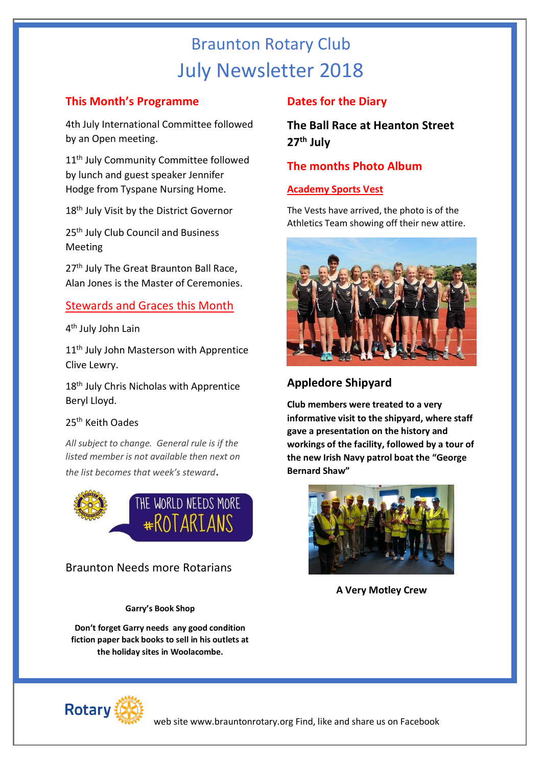# Braunton Rotary Club
# July Newsletter 2018

## This Month's Programme

4th July International Committee followed by an Open meeting.

11th July Community Committee followed by lunch and guest speaker Jennifer Hodge from Tyspane Nursing Home.

18th July Visit by the District Governor

25th July Club Council and Business Meeting

27th July The Great Braunton Ball Race, Alan Jones is the Master of Ceremonies.

## Stewards and Graces this Month

4th July John Lain

11th July John Masterson with Apprentice Clive Lewry.

18th July Chris Nicholas with Apprentice Beryl Lloyd.

25th Keith Oades

*All subject to change. General rule is if the listed member is not available then next on the list becomes that week's steward.*

THE WORLD NEEDS MORE #ROTARIANS

Braunton Needs more Rotarians

**Garry's Book Shop**

**Don't forget Garry needs any good condition fiction paper back books to sell in his outlets at the holiday sites in Woolacombe.**

## Dates for the Diary

**The Ball Race at Heanton Street 27th July**

## The months Photo Album

### Academy Sports Vest

The Vests have arrived, the photo is of the Athletics Team showing off their new attire.

### Appledore Shipyard

**Club members were treated to a very informative visit to the shipyard, where staff gave a presentation on the history and workings of the facility, followed by a tour of the new Irish Navy patrol boat the "George Bernard Shaw"**

**A Very Motley Crew**

web site www.brauntonrotary.org Find, like and share us on Facebook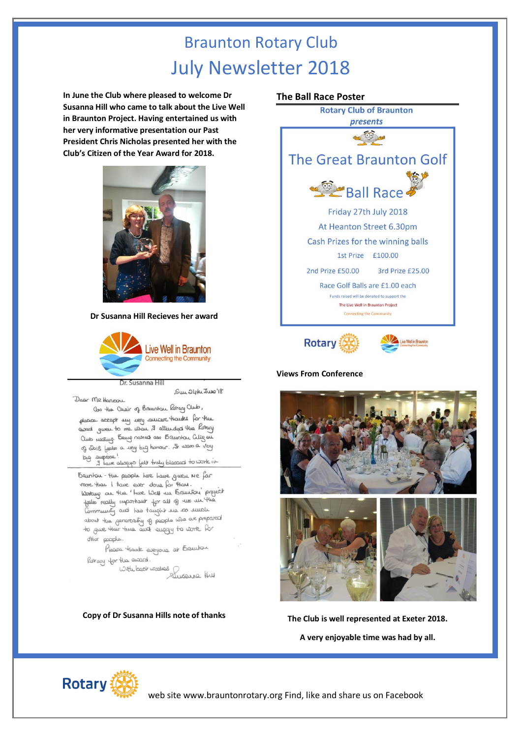# Braunton Rotary Club

# July Newsletter 2018

**In June the Club where pleased to welcome Dr Susanna Hill who came to talk about the Live Well in Braunton Project. Having entertained us with her very informative presentation our Past President Chris Nicholas presented her with the Club's Citizen of the Year Award for 2018.**

**Dr Susanna Hill Recieves her award**

Live Well in Braunton
Connecting the Community

Dr. Susanna Hill

Sun 24th June '18

Dear Mr Harrison

As the Chair of Braunton Rotary Club, please accept my very sincere thanks for the award given to me when I attended the Rotary Club meeting. Being named as Braunton Citizen of 2018 feels a very big honour. It was a very big surprise!

I have always felt truly blessed to work in Braunton - the people here have given me far more than I have ever done for them. Working on the 'Live Well in Braunton' project feels really important for all of us in the community and has taught me so much about the generosity of people who are prepared to give their time and energy to work for other people.

Please thank everyone at Braunton Rotary for the award.

With best wishes
Susanna Hill

**Copy of Dr Susanna Hills note of thanks**

## The Ball Race Poster

Rotary Club of Braunton
*presents*

The Great Braunton Golf Ball Race

Friday 27th July 2018

At Heanton Street 6.30pm

Cash Prizes for the winning balls

1st Prize £100.00

2nd Prize £50.00 3rd Prize £25.00

Race Golf Balls are £1.00 each

Funds raised will be donated to support the The Live Well in Braunton Project

Connecting the Community

Rotary

Live Well in Braunton
Connecting the Community

**Views From Conference**

**The Club is well represented at Exeter 2018.**

**A very enjoyable time was had by all.**

Rotary web site www.brauntonrotary.org Find, like and share us on Facebook